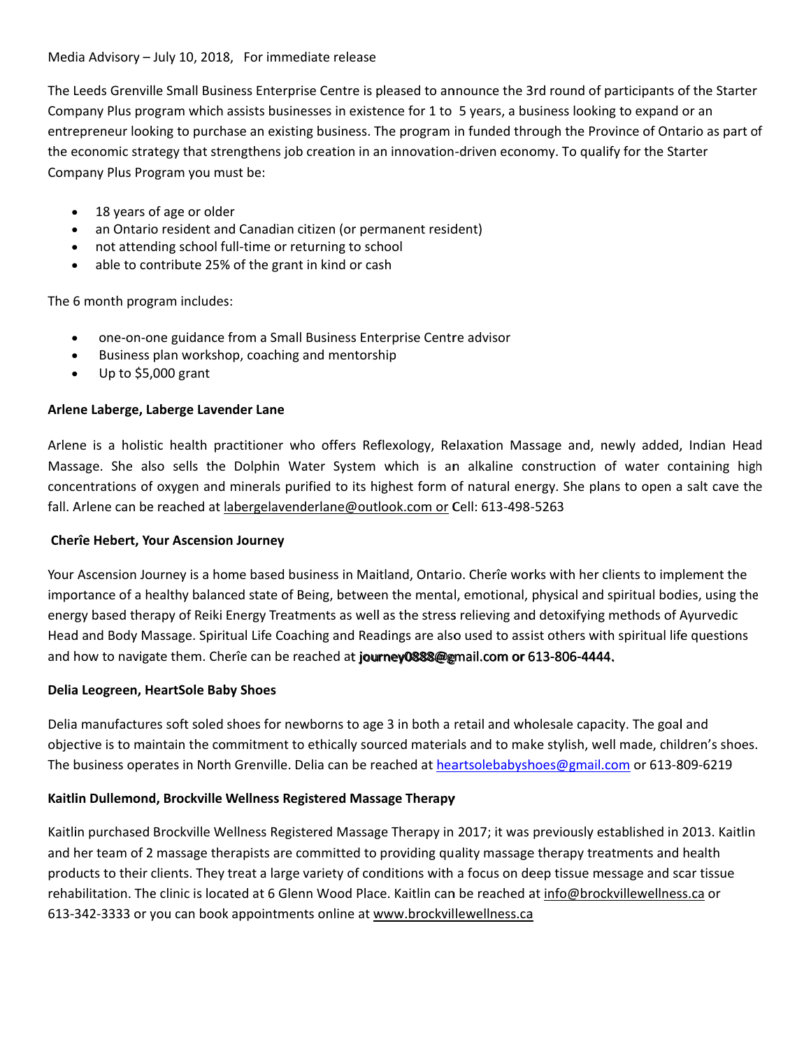Media Advisory – July 10, 2018, For immediate release

The Leeds Grenville Small Business Enterprise Centre is pleased to announce the 3rd round of participants of the Starter Company Plus program which assists businesses in existence for 1 to 5 years, a business looking to expand or an entrepreneur looking to purchase an existing business. The program in funded through the Province of Ontario as part of the economic strategy that strengthens job creation in an innovation-driven economy. To qualify for the Starter Company Plus Program you must be:

- 18 years of age or older
- an Ontario resident and Canadian citizen (or permanent resident)
- not attending school full-time or returning to school
- able to contribute 25% of the grant in kind or cash

The 6 month program includes:

- one-on-one guidance from a Small Business Enterprise Centre advisor
- Business plan workshop, coaching and mentorship
- Up to $5,000 grant

**Arlene Laberge, Laberge Lavender Lane**

Arlene is a holistic health practitioner who offers Reflexology, Relaxation Massage and, newly added, Indian Head Massage. She also sells the Dolphin Water System which is an alkaline construction of water containing high concentrations of oxygen and minerals purified to its highest form of natural energy. She plans to open a salt cave the fall. Arlene can be reached at labergelavenderlane@outlook.com or Cell: 613-498-5263

**Cherîe Hebert, Your Ascension Journey**

Your Ascension Journey is a home based business in Maitland, Ontario. Cherîe works with her clients to implement the importance of a healthy balanced state of Being, between the mental, emotional, physical and spiritual bodies, using the energy based therapy of Reiki Energy Treatments as well as the stress relieving and detoxifying methods of Ayurvedic Head and Body Massage. Spiritual Life Coaching and Readings are also used to assist others with spiritual life questions and how to navigate them. Cherîe can be reached at journey0888@gmail.com or 613-806-4444.

**Delia Leogreen, HeartSole Baby Shoes**

Delia manufactures soft soled shoes for newborns to age 3 in both a retail and wholesale capacity. The goal and objective is to maintain the commitment to ethically sourced materials and to make stylish, well made, children's shoes. The business operates in North Grenville. Delia can be reached at heartsolebabyshoes@gmail.com or 613-809-6219

**Kaitlin Dullemond, Brockville Wellness Registered Massage Therapy**

Kaitlin purchased Brockville Wellness Registered Massage Therapy in 2017; it was previously established in 2013. Kaitlin and her team of 2 massage therapists are committed to providing quality massage therapy treatments and health products to their clients. They treat a large variety of conditions with a focus on deep tissue message and scar tissue rehabilitation. The clinic is located at 6 Glenn Wood Place. Kaitlin can be reached at info@brockvillewellness.ca or 613-342-3333 or you can book appointments online at www.brockvillewellness.ca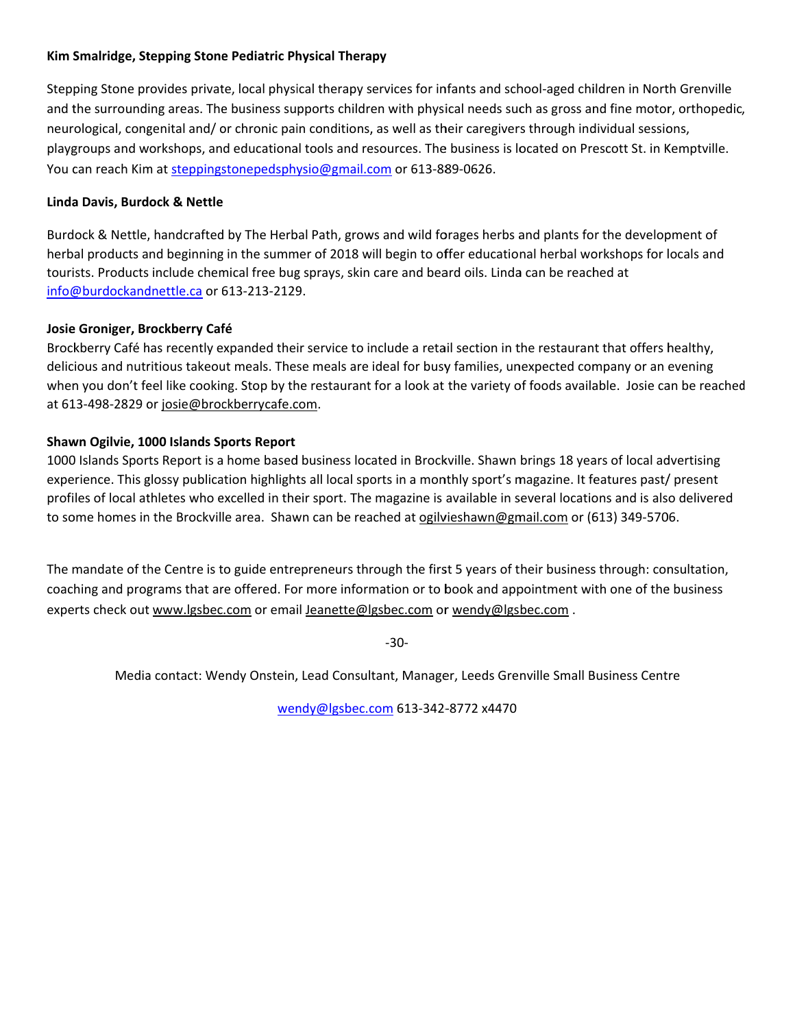**Kim Smalridge, Stepping Stone Pediatric Physical Therapy**

Stepping Stone provides private, local physical therapy services for infants and school-aged children in North Grenville and the surrounding areas. The business supports children with physical needs such as gross and fine motor, orthopedic, neurological, congenital and/ or chronic pain conditions, as well as their caregivers through individual sessions, playgroups and workshops, and educational tools and resources. The business is located on Prescott St. in Kemptville. You can reach Kim at steppingstonepedsphysio@gmail.com or 613-889-0626.

**Linda Davis, Burdock & Nettle**

Burdock & Nettle, handcrafted by The Herbal Path, grows and wild forages herbs and plants for the development of herbal products and beginning in the summer of 2018 will begin to offer educational herbal workshops for locals and tourists. Products include chemical free bug sprays, skin care and beard oils. Linda can be reached at info@burdockandnettle.ca or 613-213-2129.

**Josie Groniger, Brockberry Café**

Brockberry Café has recently expanded their service to include a retail section in the restaurant that offers healthy, delicious and nutritious takeout meals. These meals are ideal for busy families, unexpected company or an evening when you don't feel like cooking. Stop by the restaurant for a look at the variety of foods available. Josie can be reached at 613-498-2829 or josie@brockberrycafe.com.

**Shawn Ogilvie, 1000 Islands Sports Report**

1000 Islands Sports Report is a home based business located in Brockville. Shawn brings 18 years of local advertising experience. This glossy publication highlights all local sports in a monthly sport's magazine. It features past/ present profiles of local athletes who excelled in their sport. The magazine is available in several locations and is also delivered to some homes in the Brockville area. Shawn can be reached at ogilvieshawn@gmail.com or (613) 349-5706.

The mandate of the Centre is to guide entrepreneurs through the first 5 years of their business through: consultation, coaching and programs that are offered. For more information or to book and appointment with one of the business experts check out www.lgsbec.com or email Jeanette@lgsbec.com or wendy@lgsbec.com .

-30-

Media contact: Wendy Onstein, Lead Consultant, Manager, Leeds Grenville Small Business Centre

wendy@lgsbec.com 613-342-8772 x4470